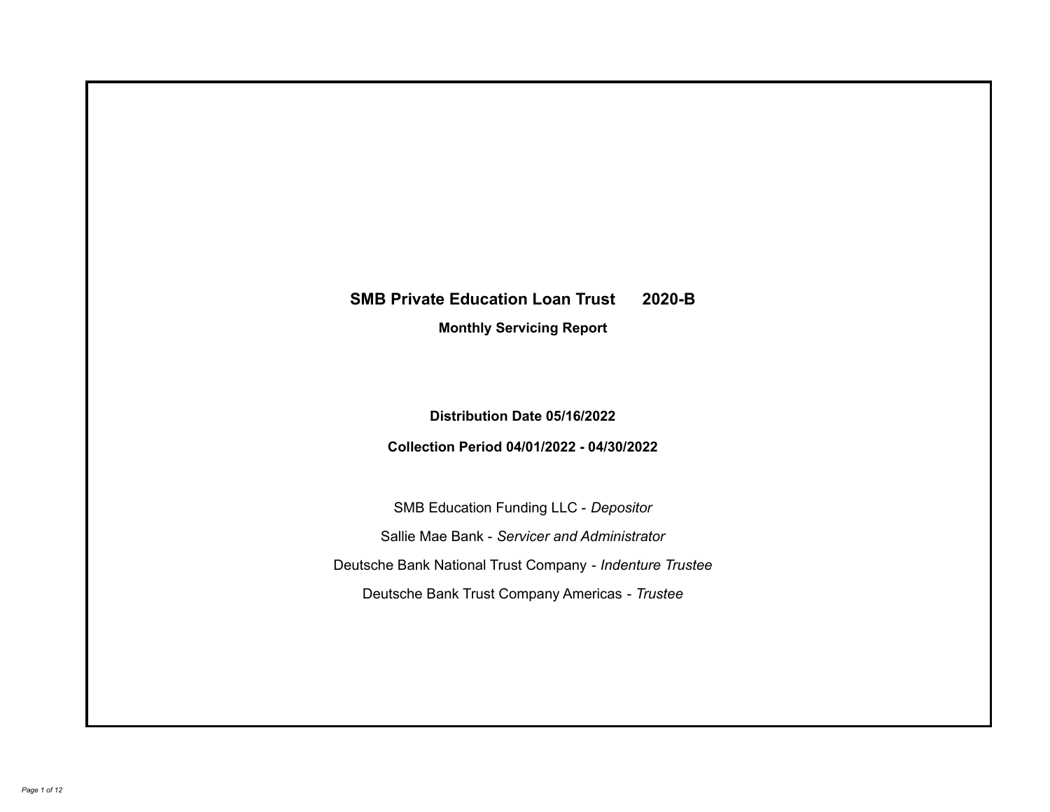# SMB Private Education Loan Trust 2020-B

## Monthly Servicing Report

**Distribution Date 05/16/2022**

**Collection Period 04/01/2022 - 04/30/2022**

SMB Education Funding LLC - *Depositor*

Sallie Mae Bank - *Servicer and Administrator*

Deutsche Bank National Trust Company - *Indenture Trustee*

Deutsche Bank Trust Company Americas - *Trustee*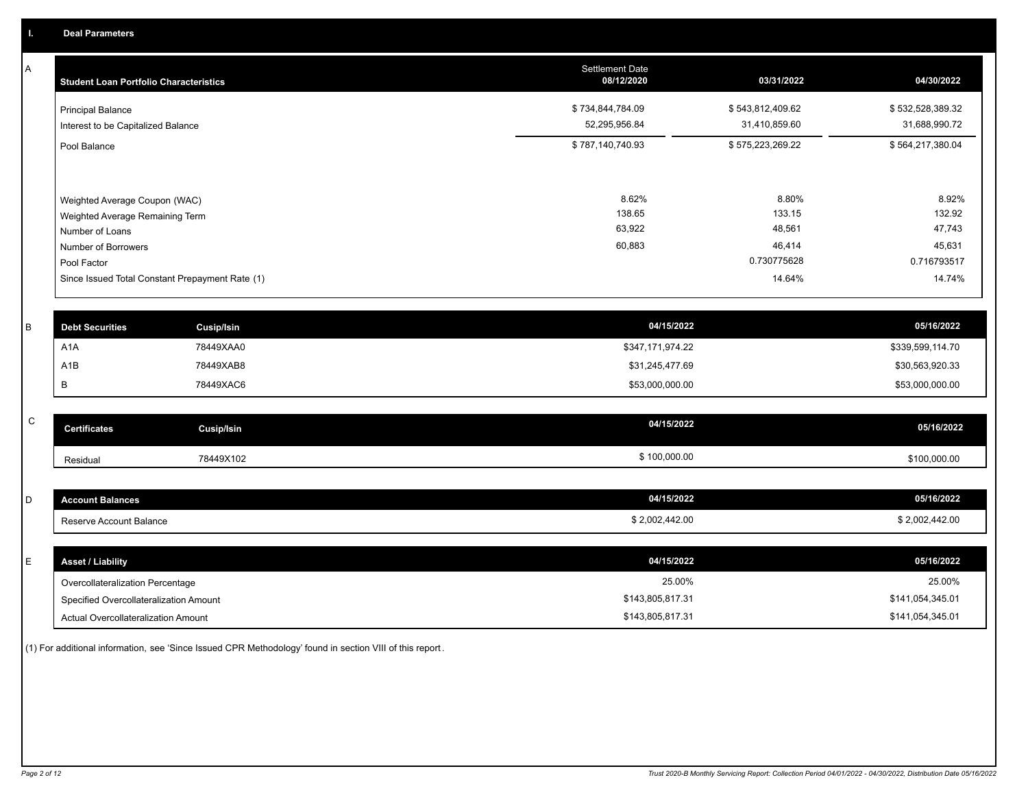## I. Deal Parameters

### A

| Student Loan Portfolio Characteristics | Settlement Date 08/12/2020 | 03/31/2022 | 04/30/2022 |
|---|---|---|---|
| Principal Balance | $ 734,844,784.09 | $ 543,812,409.62 | $ 532,528,389.32 |
| Interest to be Capitalized Balance | 52,295,956.84 | 31,410,859.60 | 31,688,990.72 |
| Pool Balance | $ 787,140,740.93 | $ 575,223,269.22 | $ 564,217,380.04 |
| Weighted Average Coupon (WAC) | 8.62% | 8.80% | 8.92% |
| Weighted Average Remaining Term | 138.65 | 133.15 | 132.92 |
| Number of Loans | 63,922 | 48,561 | 47,743 |
| Number of Borrowers | 60,883 | 46,414 | 45,631 |
| Pool Factor | | 0.730775628 | 0.716793517 |
| Since Issued Total Constant Prepayment Rate (1) | | 14.64% | 14.74% |

### B

| Debt Securities | Cusip/Isin | 04/15/2022 | 05/16/2022 |
|---|---|---|---|
| A1A | 78449XAA0 | $347,171,974.22 | $339,599,114.70 |
| A1B | 78449XAB8 | $31,245,477.69 | $30,563,920.33 |
| B | 78449XAC6 | $53,000,000.00 | $53,000,000.00 |

### C

| Certificates | Cusip/Isin | 04/15/2022 | 05/16/2022 |
|---|---|---|---|
| Residual | 78449X102 | $ 100,000.00 | $100,000.00 |

### D

| Account Balances | 04/15/2022 | 05/16/2022 |
|---|---|---|
| Reserve Account Balance | $ 2,002,442.00 | $ 2,002,442.00 |

### E

| Asset / Liability | 04/15/2022 | 05/16/2022 |
|---|---|---|
| Overcollateralization Percentage | 25.00% | 25.00% |
| Specified Overcollateralization Amount | $143,805,817.31 | $141,054,345.01 |
| Actual Overcollateralization Amount | $143,805,817.31 | $141,054,345.01 |

(1) For additional information, see 'Since Issued CPR Methodology' found in section VIII of this report.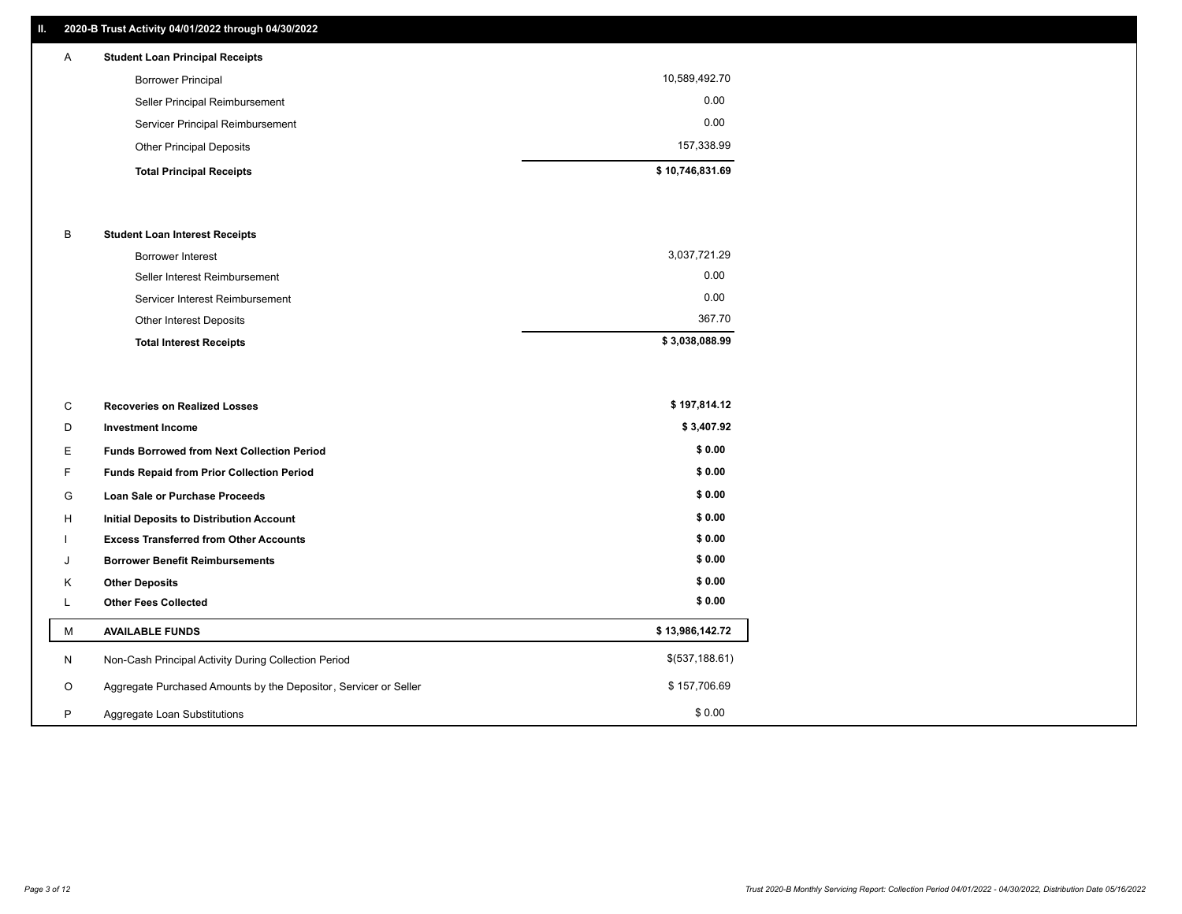## II. 2020-B Trust Activity 04/01/2022 through 04/30/2022

| | | |
|---|---|---|
| A | **Student Loan Principal Receipts** | |
| | Borrower Principal | 10,589,492.70 |
| | Seller Principal Reimbursement | 0.00 |
| | Servicer Principal Reimbursement | 0.00 |
| | Other Principal Deposits | 157,338.99 |
| | **Total Principal Receipts** | **$ 10,746,831.69** |
| B | **Student Loan Interest Receipts** | |
| | Borrower Interest | 3,037,721.29 |
| | Seller Interest Reimbursement | 0.00 |
| | Servicer Interest Reimbursement | 0.00 |
| | Other Interest Deposits | 367.70 |
| | **Total Interest Receipts** | **$ 3,038,088.99** |
| C | **Recoveries on Realized Losses** | **$ 197,814.12** |
| D | **Investment Income** | **$ 3,407.92** |
| E | **Funds Borrowed from Next Collection Period** | **$ 0.00** |
| F | **Funds Repaid from Prior Collection Period** | **$ 0.00** |
| G | **Loan Sale or Purchase Proceeds** | **$ 0.00** |
| H | **Initial Deposits to Distribution Account** | **$ 0.00** |
| I | **Excess Transferred from Other Accounts** | **$ 0.00** |
| J | **Borrower Benefit Reimbursements** | **$ 0.00** |
| K | **Other Deposits** | **$ 0.00** |
| L | **Other Fees Collected** | **$ 0.00** |
| M | **AVAILABLE FUNDS** | **$ 13,986,142.72** |
| N | Non-Cash Principal Activity During Collection Period | $(537,188.61) |
| O | Aggregate Purchased Amounts by the Depositor, Servicer or Seller | $ 157,706.69 |
| P | Aggregate Loan Substitutions | $ 0.00 |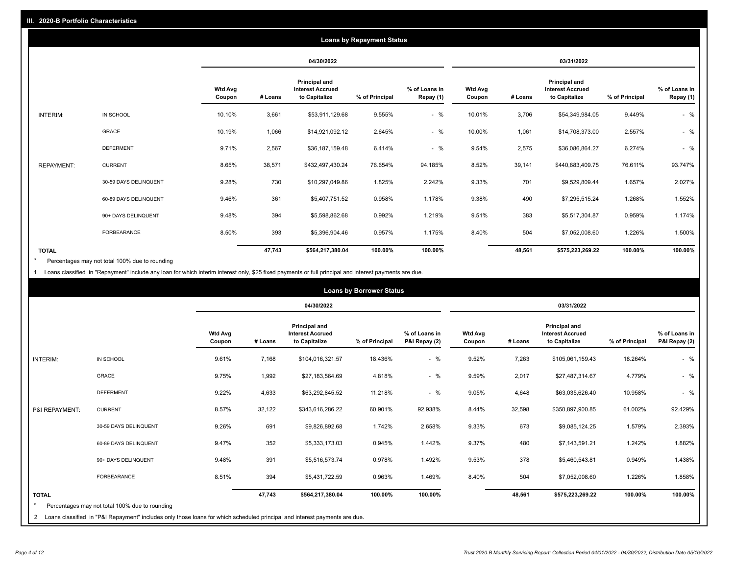## III. 2020-B Portfolio Characteristics

### Loans by Repayment Status

| | | 04/30/2022 | | | | | 03/31/2022 | | | | |
|---|---|---|---|---|---|---|---|---|---|---|---|
| | | Wtd Avg Coupon | # Loans | Principal and Interest Accrued to Capitalize | % of Principal | % of Loans in Repay (1) | Wtd Avg Coupon | # Loans | Principal and Interest Accrued to Capitalize | % of Principal | % of Loans in Repay (1) |
| INTERIM: | IN SCHOOL | 10.10% | 3,661 | $53,911,129.68 | 9.555% | - % | 10.01% | 3,706 | $54,349,984.05 | 9.449% | - % |
| | GRACE | 10.19% | 1,066 | $14,921,092.12 | 2.645% | - % | 10.00% | 1,061 | $14,708,373.00 | 2.557% | - % |
| | DEFERMENT | 9.71% | 2,567 | $36,187,159.48 | 6.414% | - % | 9.54% | 2,575 | $36,086,864.27 | 6.274% | - % |
| REPAYMENT: | CURRENT | 8.65% | 38,571 | $432,497,430.24 | 76.654% | 94.185% | 8.52% | 39,141 | $440,683,409.75 | 76.611% | 93.747% |
| | 30-59 DAYS DELINQUENT | 9.28% | 730 | $10,297,049.86 | 1.825% | 2.242% | 9.33% | 701 | $9,529,809.44 | 1.657% | 2.027% |
| | 60-89 DAYS DELINQUENT | 9.46% | 361 | $5,407,751.52 | 0.958% | 1.178% | 9.38% | 490 | $7,295,515.24 | 1.268% | 1.552% |
| | 90+ DAYS DELINQUENT | 9.48% | 394 | $5,598,862.68 | 0.992% | 1.219% | 9.51% | 383 | $5,517,304.87 | 0.959% | 1.174% |
| | FORBEARANCE | 8.50% | 393 | $5,396,904.46 | 0.957% | 1.175% | 8.40% | 504 | $7,052,008.60 | 1.226% | 1.500% |
| TOTAL | | | 47,743 | $564,217,380.04 | 100.00% | 100.00% | | 48,561 | $575,223,269.22 | 100.00% | 100.00% |

\* Percentages may not total 100% due to rounding

1 Loans classified in "Repayment" include any loan for which interim interest only, $25 fixed payments or full principal and interest payments are due.

### Loans by Borrower Status

| | | 04/30/2022 | | | | | 03/31/2022 | | | | |
|---|---|---|---|---|---|---|---|---|---|---|---|
| | | Wtd Avg Coupon | # Loans | Principal and Interest Accrued to Capitalize | % of Principal | % of Loans in P&I Repay (2) | Wtd Avg Coupon | # Loans | Principal and Interest Accrued to Capitalize | % of Principal | % of Loans in P&I Repay (2) |
| INTERIM: | IN SCHOOL | 9.61% | 7,168 | $104,016,321.57 | 18.436% | - % | 9.52% | 7,263 | $105,061,159.43 | 18.264% | - % |
| | GRACE | 9.75% | 1,992 | $27,183,564.69 | 4.818% | - % | 9.59% | 2,017 | $27,487,314.67 | 4.779% | - % |
| | DEFERMENT | 9.22% | 4,633 | $63,292,845.52 | 11.218% | - % | 9.05% | 4,648 | $63,035,626.40 | 10.958% | - % |
| P&I REPAYMENT: | CURRENT | 8.57% | 32,122 | $343,616,286.22 | 60.901% | 92.938% | 8.44% | 32,598 | $350,897,900.85 | 61.002% | 92.429% |
| | 30-59 DAYS DELINQUENT | 9.26% | 691 | $9,826,892.68 | 1.742% | 2.658% | 9.33% | 673 | $9,085,124.25 | 1.579% | 2.393% |
| | 60-89 DAYS DELINQUENT | 9.47% | 352 | $5,333,173.03 | 0.945% | 1.442% | 9.37% | 480 | $7,143,591.21 | 1.242% | 1.882% |
| | 90+ DAYS DELINQUENT | 9.48% | 391 | $5,516,573.74 | 0.978% | 1.492% | 9.53% | 378 | $5,460,543.81 | 0.949% | 1.438% |
| | FORBEARANCE | 8.51% | 394 | $5,431,722.59 | 0.963% | 1.469% | 8.40% | 504 | $7,052,008.60 | 1.226% | 1.858% |
| TOTAL | | | 47,743 | $564,217,380.04 | 100.00% | 100.00% | | 48,561 | $575,223,269.22 | 100.00% | 100.00% |

\* Percentages may not total 100% due to rounding

2 Loans classified in "P&I Repayment" includes only those loans for which scheduled principal and interest payments are due.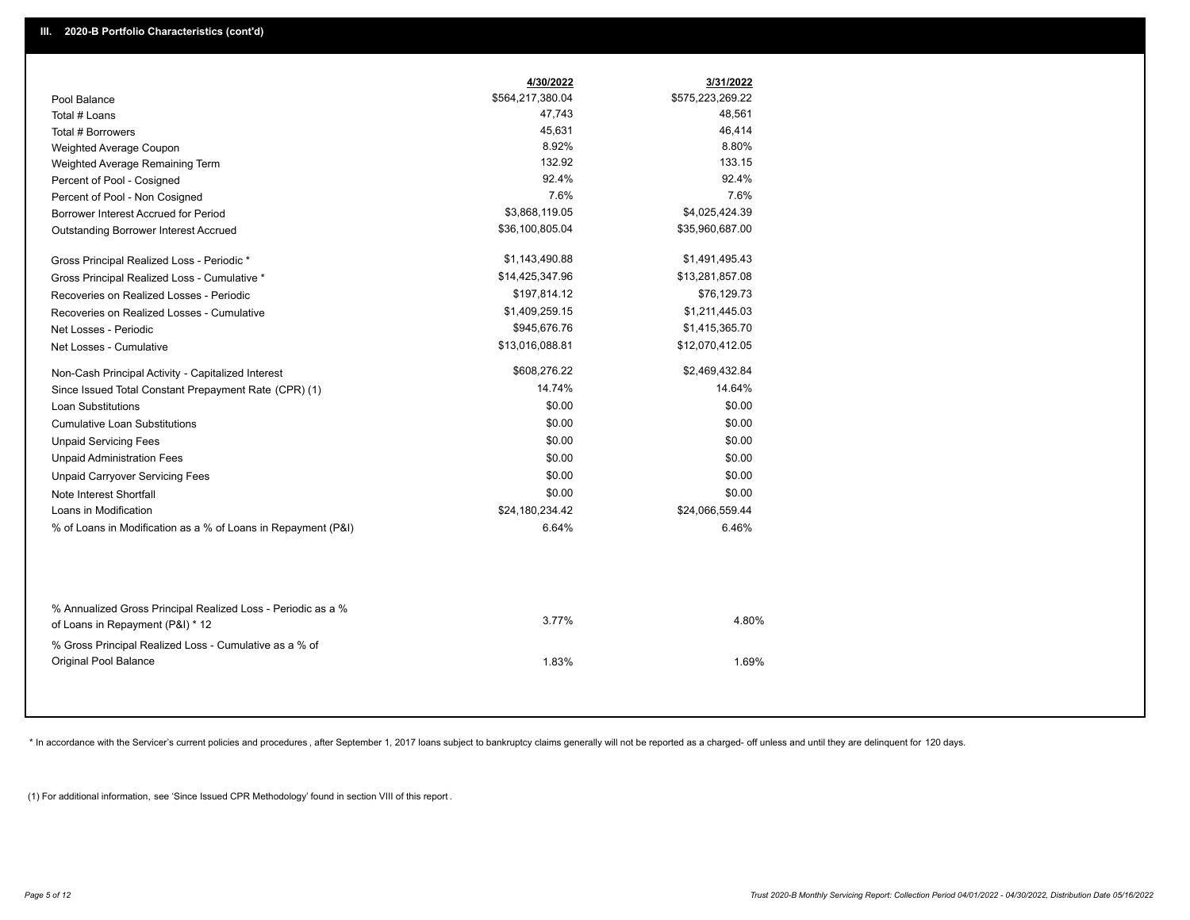## III. 2020-B Portfolio Characteristics (cont'd)

| | 4/30/2022 | 3/31/2022 |
|---|---|---|
| Pool Balance | $564,217,380.04 | $575,223,269.22 |
| Total # Loans | 47,743 | 48,561 |
| Total # Borrowers | 45,631 | 46,414 |
| Weighted Average Coupon | 8.92% | 8.80% |
| Weighted Average Remaining Term | 132.92 | 133.15 |
| Percent of Pool - Cosigned | 92.4% | 92.4% |
| Percent of Pool - Non Cosigned | 7.6% | 7.6% |
| Borrower Interest Accrued for Period | $3,868,119.05 | $4,025,424.39 |
| Outstanding Borrower Interest Accrued | $36,100,805.04 | $35,960,687.00 |
| Gross Principal Realized Loss - Periodic * | $1,143,490.88 | $1,491,495.43 |
| Gross Principal Realized Loss - Cumulative * | $14,425,347.96 | $13,281,857.08 |
| Recoveries on Realized Losses - Periodic | $197,814.12 | $76,129.73 |
| Recoveries on Realized Losses - Cumulative | $1,409,259.15 | $1,211,445.03 |
| Net Losses - Periodic | $945,676.76 | $1,415,365.70 |
| Net Losses - Cumulative | $13,016,088.81 | $12,070,412.05 |
| Non-Cash Principal Activity - Capitalized Interest | $608,276.22 | $2,469,432.84 |
| Since Issued Total Constant Prepayment Rate (CPR) (1) | 14.74% | 14.64% |
| Loan Substitutions | $0.00 | $0.00 |
| Cumulative Loan Substitutions | $0.00 | $0.00 |
| Unpaid Servicing Fees | $0.00 | $0.00 |
| Unpaid Administration Fees | $0.00 | $0.00 |
| Unpaid Carryover Servicing Fees | $0.00 | $0.00 |
| Note Interest Shortfall | $0.00 | $0.00 |
| Loans in Modification | $24,180,234.42 | $24,066,559.44 |
| % of Loans in Modification as a % of Loans in Repayment (P&I) | 6.64% | 6.46% |
| % Annualized Gross Principal Realized Loss - Periodic as a % of Loans in Repayment (P&I) * 12 | 3.77% | 4.80% |
| % Gross Principal Realized Loss - Cumulative as a % of Original Pool Balance | 1.83% | 1.69% |

* In accordance with the Servicer's current policies and procedures, after September 1, 2017 loans subject to bankruptcy claims generally will not be reported as a charged- off unless and until they are delinquent for 120 days.

(1) For additional information, see 'Since Issued CPR Methodology' found in section VIII of this report .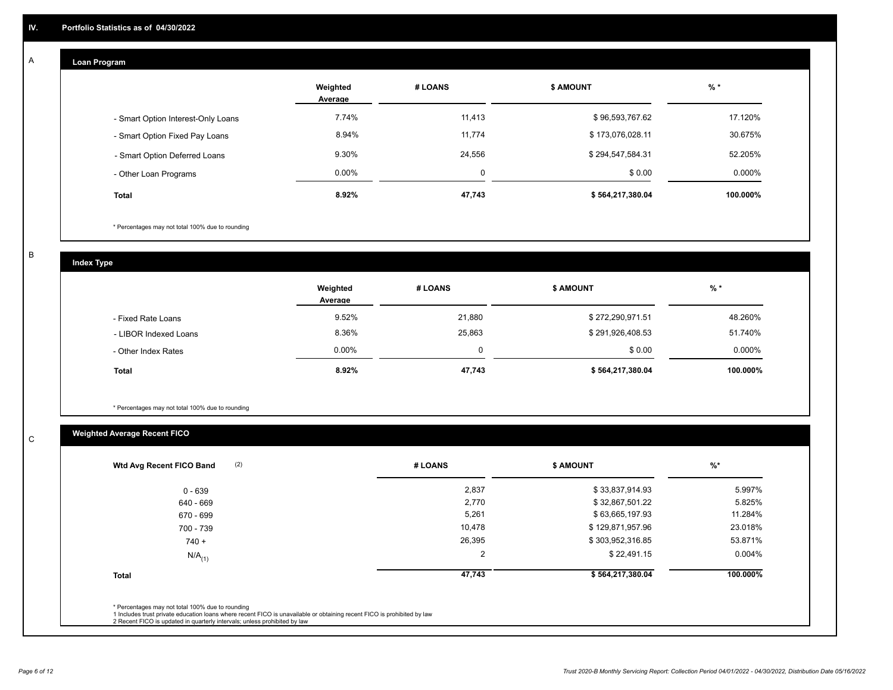## IV. Portfolio Statistics as of 04/30/2022

### A. Loan Program

| | Weighted Average | # LOANS | $ AMOUNT | % * |
|---|---|---|---|---|
| - Smart Option Interest-Only Loans | 7.74% | 11,413 | $ 96,593,767.62 | 17.120% |
| - Smart Option Fixed Pay Loans | 8.94% | 11,774 | $ 173,076,028.11 | 30.675% |
| - Smart Option Deferred Loans | 9.30% | 24,556 | $ 294,547,584.31 | 52.205% |
| - Other Loan Programs | 0.00% | 0 | $ 0.00 | 0.000% |
| **Total** | **8.92%** | **47,743** | **$ 564,217,380.04** | **100.000%** |

* Percentages may not total 100% due to rounding

### B. Index Type

| | Weighted Average | # LOANS | $ AMOUNT | % * |
|---|---|---|---|---|
| - Fixed Rate Loans | 9.52% | 21,880 | $ 272,290,971.51 | 48.260% |
| - LIBOR Indexed Loans | 8.36% | 25,863 | $ 291,926,408.53 | 51.740% |
| - Other Index Rates | 0.00% | 0 | $ 0.00 | 0.000% |
| **Total** | **8.92%** | **47,743** | **$ 564,217,380.04** | **100.000%** |

* Percentages may not total 100% due to rounding

### C. Weighted Average Recent FICO

| Wtd Avg Recent FICO Band (2) | # LOANS | $ AMOUNT | %* |
|---|---|---|---|
| 0 - 639 | 2,837 | $ 33,837,914.93 | 5.997% |
| 640 - 669 | 2,770 | $ 32,867,501.22 | 5.825% |
| 670 - 699 | 5,261 | $ 63,665,197.93 | 11.284% |
| 700 - 739 | 10,478 | $ 129,871,957.96 | 23.018% |
| 740 + | 26,395 | $ 303,952,316.85 | 53.871% |
| N/A(1) | 2 | $ 22,491.15 | 0.004% |
| **Total** | **47,743** | **$ 564,217,380.04** | **100.000%** |

* Percentages may not total 100% due to rounding
1 Includes trust private education loans where recent FICO is unavailable or obtaining recent FICO is prohibited by law
2 Recent FICO is updated in quarterly intervals; unless prohibited by law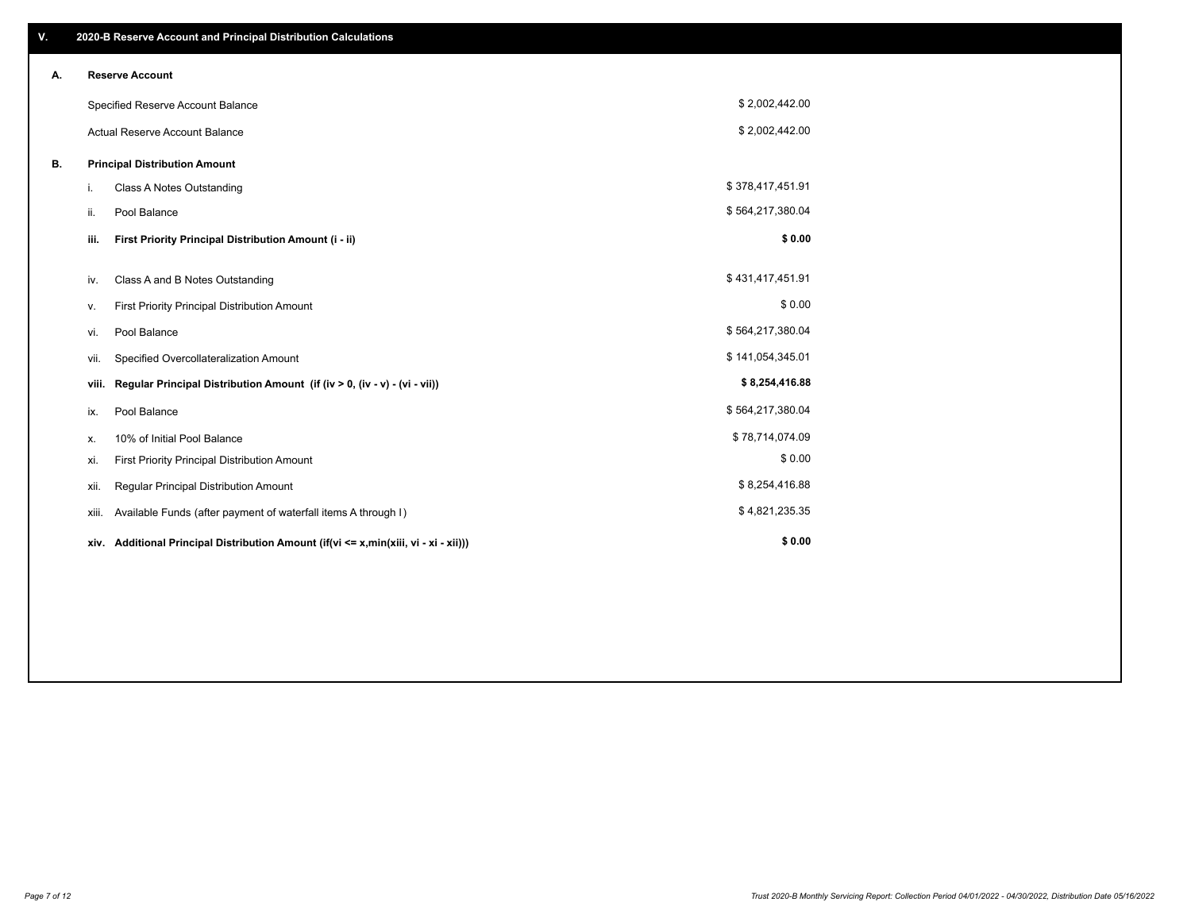## V. 2020-B Reserve Account and Principal Distribution Calculations

### A. Reserve Account

| | |
|---|---|
| Specified Reserve Account Balance | $ 2,002,442.00 |
| Actual Reserve Account Balance | $ 2,002,442.00 |

### B. Principal Distribution Amount

| | | |
|---|---|---|
| i. | Class A Notes Outstanding | $ 378,417,451.91 |
| ii. | Pool Balance | $ 564,217,380.04 |
| **iii.** | **First Priority Principal Distribution Amount (i - ii)** | **$ 0.00** |
| iv. | Class A and B Notes Outstanding | $ 431,417,451.91 |
| v. | First Priority Principal Distribution Amount | $ 0.00 |
| vi. | Pool Balance | $ 564,217,380.04 |
| vii. | Specified Overcollateralization Amount | $ 141,054,345.01 |
| **viii.** | **Regular Principal Distribution Amount (if (iv > 0, (iv - v) - (vi - vii))** | **$ 8,254,416.88** |
| ix. | Pool Balance | $ 564,217,380.04 |
| x. | 10% of Initial Pool Balance | $ 78,714,074.09 |
| xi. | First Priority Principal Distribution Amount | $ 0.00 |
| xii. | Regular Principal Distribution Amount | $ 8,254,416.88 |
| xiii. | Available Funds (after payment of waterfall items A through I) | $ 4,821,235.35 |
| **xiv.** | **Additional Principal Distribution Amount (if(vi <= x,min(xiii, vi - xi - xii)))** | **$ 0.00** |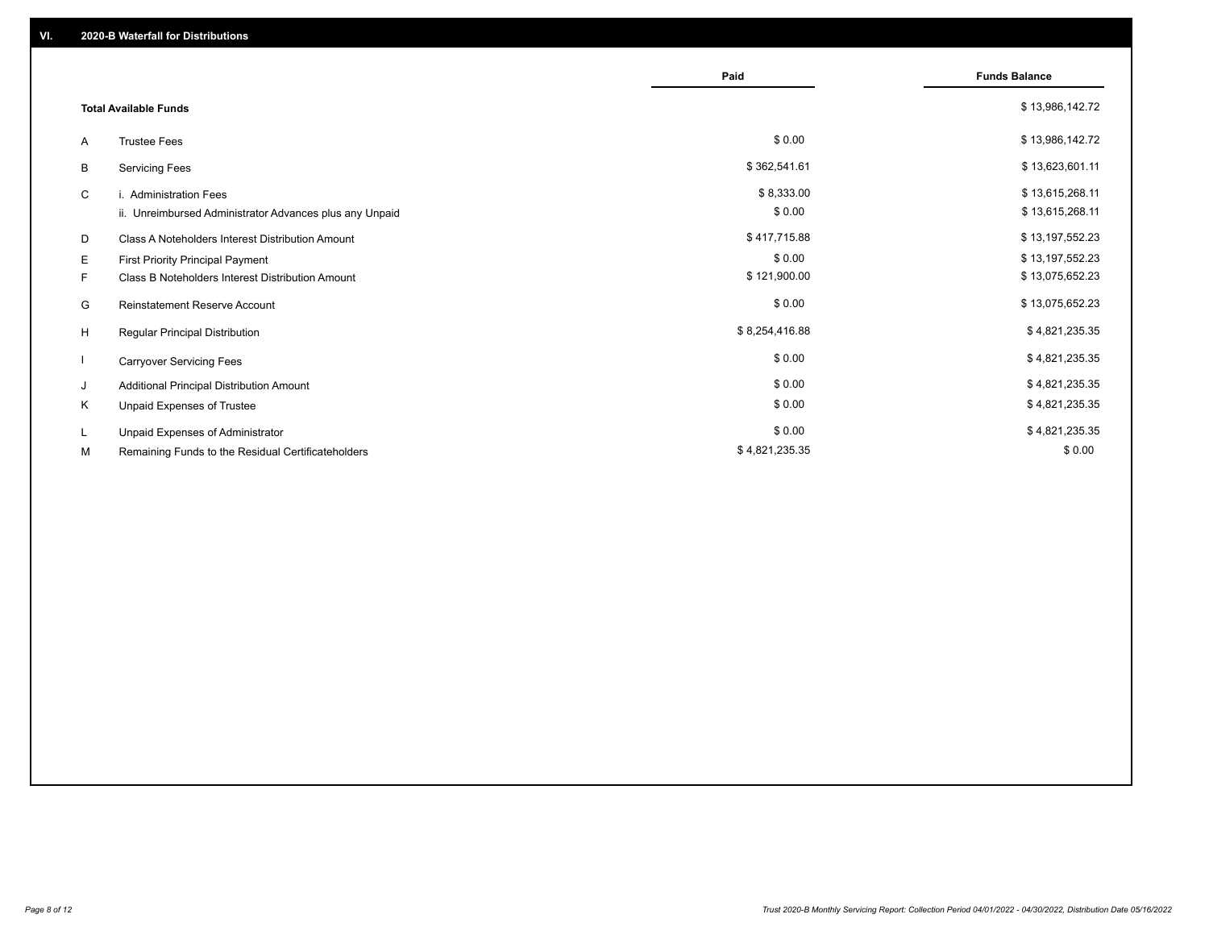## VI. 2020-B Waterfall for Distributions

| | | Paid | Funds Balance |
|---|---|---|---|
| | **Total Available Funds** | | $ 13,986,142.72 |
| A | Trustee Fees | $ 0.00 | $ 13,986,142.72 |
| B | Servicing Fees | $ 362,541.61 | $ 13,623,601.11 |
| C | i. Administration Fees | $ 8,333.00 | $ 13,615,268.11 |
| | ii. Unreimbursed Administrator Advances plus any Unpaid | $ 0.00 | $ 13,615,268.11 |
| D | Class A Noteholders Interest Distribution Amount | $ 417,715.88 | $ 13,197,552.23 |
| E | First Priority Principal Payment | $ 0.00 | $ 13,197,552.23 |
| F | Class B Noteholders Interest Distribution Amount | $ 121,900.00 | $ 13,075,652.23 |
| G | Reinstatement Reserve Account | $ 0.00 | $ 13,075,652.23 |
| H | Regular Principal Distribution | $ 8,254,416.88 | $ 4,821,235.35 |
| I | Carryover Servicing Fees | $ 0.00 | $ 4,821,235.35 |
| J | Additional Principal Distribution Amount | $ 0.00 | $ 4,821,235.35 |
| K | Unpaid Expenses of Trustee | $ 0.00 | $ 4,821,235.35 |
| L | Unpaid Expenses of Administrator | $ 0.00 | $ 4,821,235.35 |
| M | Remaining Funds to the Residual Certificateholders | $ 4,821,235.35 | $ 0.00 |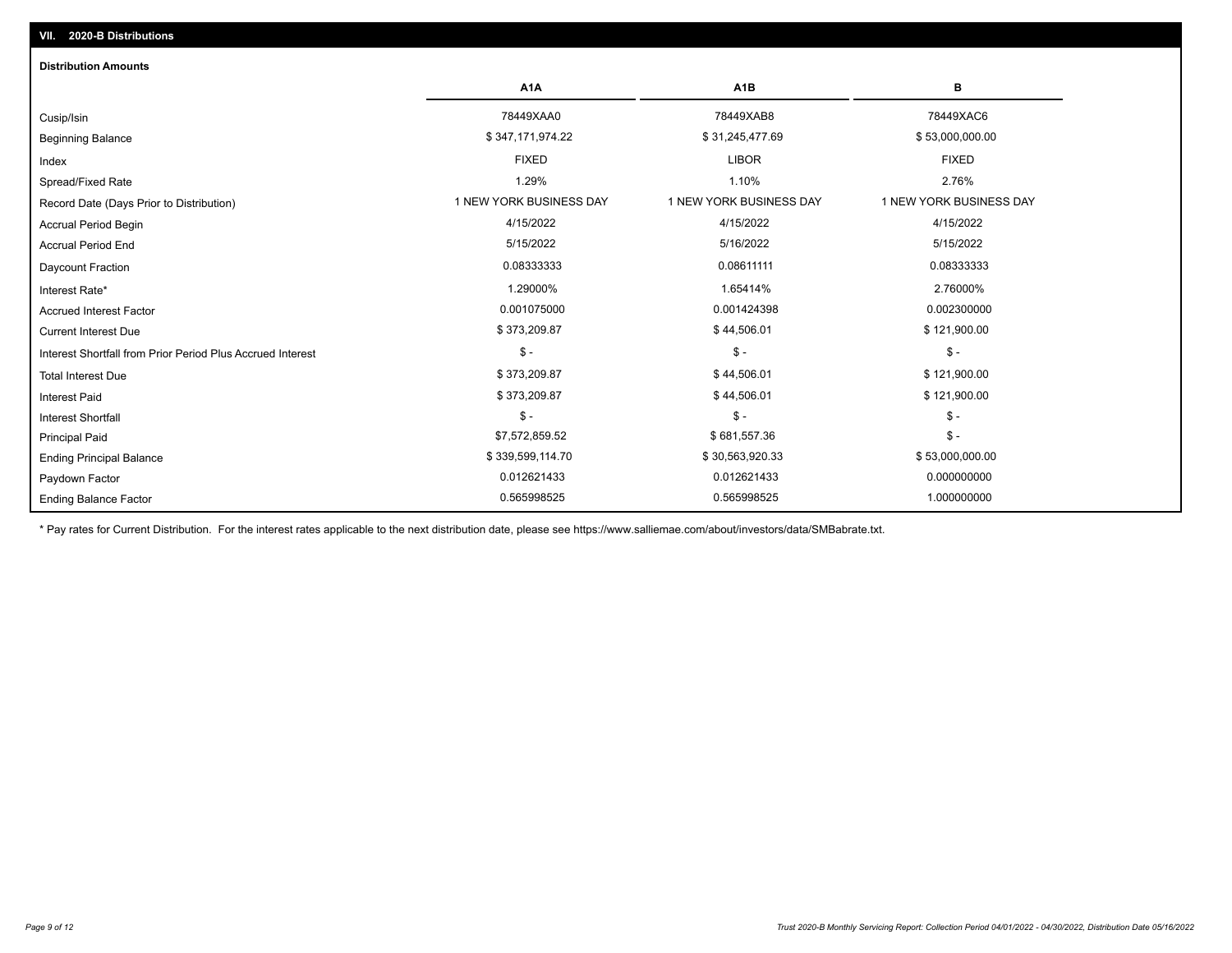## VII. 2020-B Distributions

### Distribution Amounts

| | A1A | A1B | B |
|---|---|---|---|
| Cusip/Isin | 78449XAA0 | 78449XAB8 | 78449XAC6 |
| Beginning Balance | $ 347,171,974.22 | $ 31,245,477.69 | $ 53,000,000.00 |
| Index | FIXED | LIBOR | FIXED |
| Spread/Fixed Rate | 1.29% | 1.10% | 2.76% |
| Record Date (Days Prior to Distribution) | 1 NEW YORK BUSINESS DAY | 1 NEW YORK BUSINESS DAY | 1 NEW YORK BUSINESS DAY |
| Accrual Period Begin | 4/15/2022 | 4/15/2022 | 4/15/2022 |
| Accrual Period End | 5/15/2022 | 5/16/2022 | 5/15/2022 |
| Daycount Fraction | 0.08333333 | 0.08611111 | 0.08333333 |
| Interest Rate* | 1.29000% | 1.65414% | 2.76000% |
| Accrued Interest Factor | 0.001075000 | 0.001424398 | 0.002300000 |
| Current Interest Due | $ 373,209.87 | $ 44,506.01 | $ 121,900.00 |
| Interest Shortfall from Prior Period Plus Accrued Interest | $ - | $ - | $ - |
| Total Interest Due | $ 373,209.87 | $ 44,506.01 | $ 121,900.00 |
| Interest Paid | $ 373,209.87 | $ 44,506.01 | $ 121,900.00 |
| Interest Shortfall | $ - | $ - | $ - |
| Principal Paid | $7,572,859.52 | $ 681,557.36 | $ - |
| Ending Principal Balance | $ 339,599,114.70 | $ 30,563,920.33 | $ 53,000,000.00 |
| Paydown Factor | 0.012621433 | 0.012621433 | 0.000000000 |
| Ending Balance Factor | 0.565998525 | 0.565998525 | 1.000000000 |

* Pay rates for Current Distribution. For the interest rates applicable to the next distribution date, please see https://www.salliemae.com/about/investors/data/SMBabrate.txt.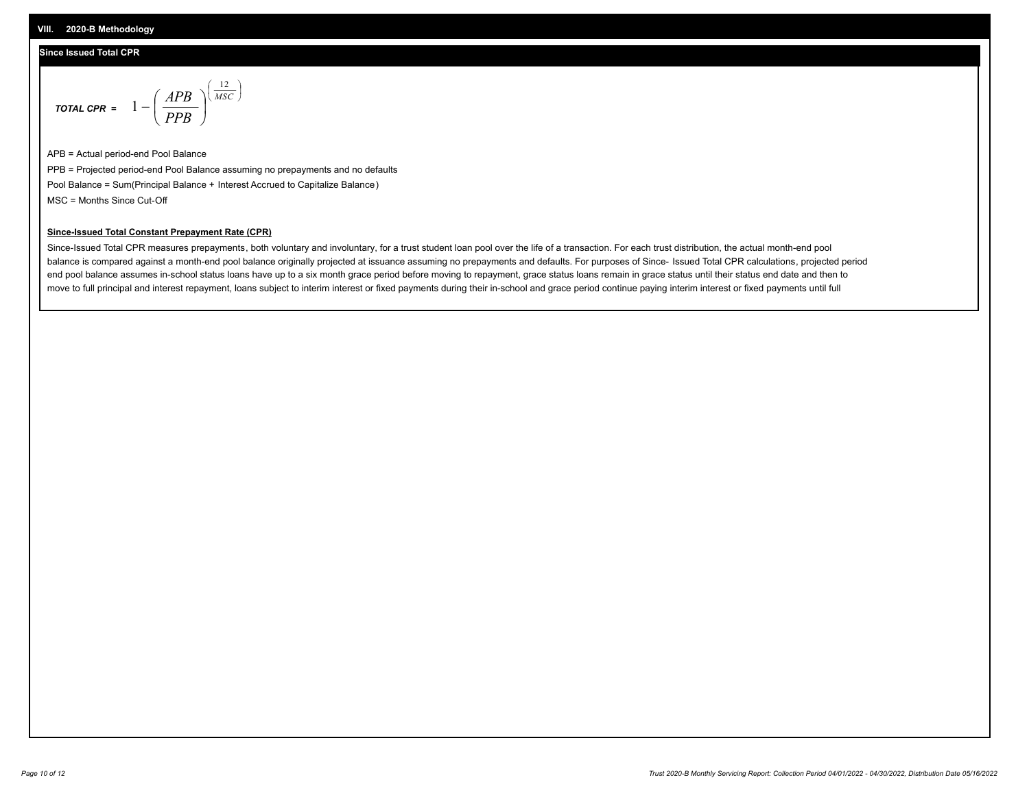## VIII. 2020-B Methodology

### Since Issued Total CPR

$$\textit{TOTAL CPR} = 1 - \left( \frac{APB}{PPB} \right)^{\left( \frac{12}{MSC} \right)}$$

APB = Actual period-end Pool Balance

PPB = Projected period-end Pool Balance assuming no prepayments and no defaults

Pool Balance = Sum(Principal Balance + Interest Accrued to Capitalize Balance)

MSC = Months Since Cut-Off

**Since-Issued Total Constant Prepayment Rate (CPR)**

Since-Issued Total CPR measures prepayments, both voluntary and involuntary, for a trust student loan pool over the life of a transaction. For each trust distribution, the actual month-end pool balance is compared against a month-end pool balance originally projected at issuance assuming no prepayments and defaults. For purposes of Since- Issued Total CPR calculations, projected period end pool balance assumes in-school status loans have up to a six month grace period before moving to repayment, grace status loans remain in grace status until their status end date and then to move to full principal and interest repayment, loans subject to interim interest or fixed payments during their in-school and grace period continue paying interim interest or fixed payments until full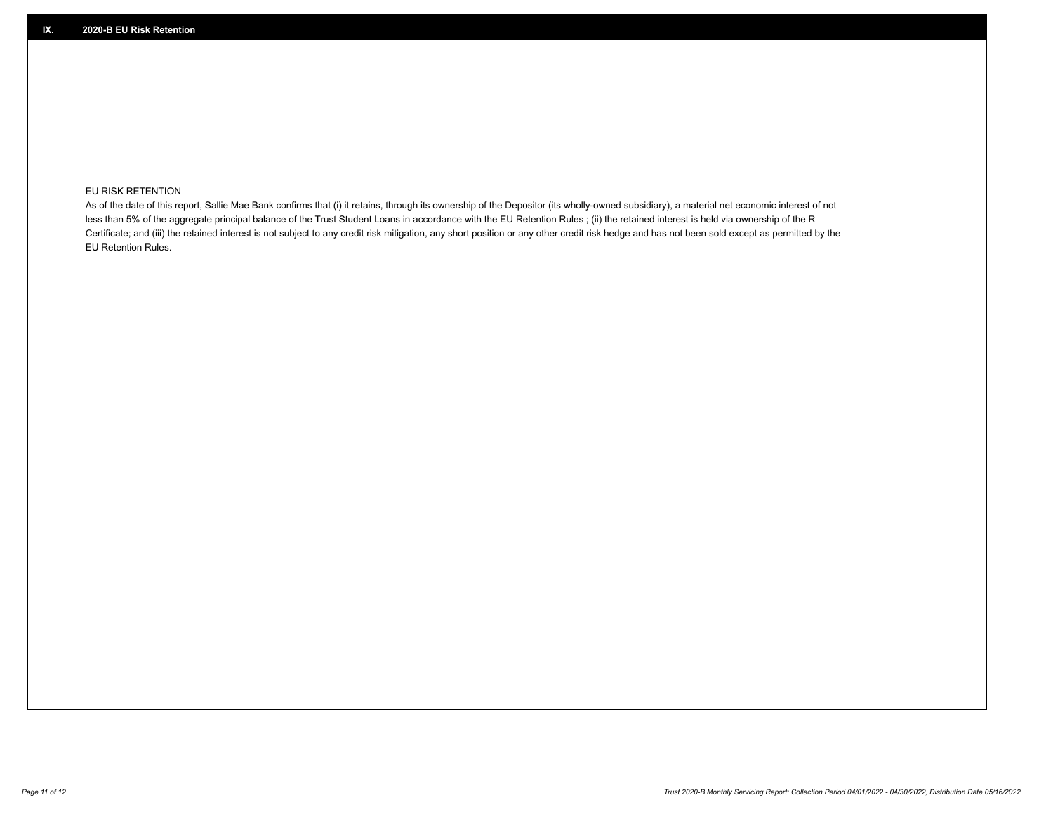## IX. 2020-B EU Risk Retention

EU RISK RETENTION

As of the date of this report, Sallie Mae Bank confirms that (i) it retains, through its ownership of the Depositor (its wholly-owned subsidiary), a material net economic interest of not less than 5% of the aggregate principal balance of the Trust Student Loans in accordance with the EU Retention Rules ; (ii) the retained interest is held via ownership of the R Certificate; and (iii) the retained interest is not subject to any credit risk mitigation, any short position or any other credit risk hedge and has not been sold except as permitted by the EU Retention Rules.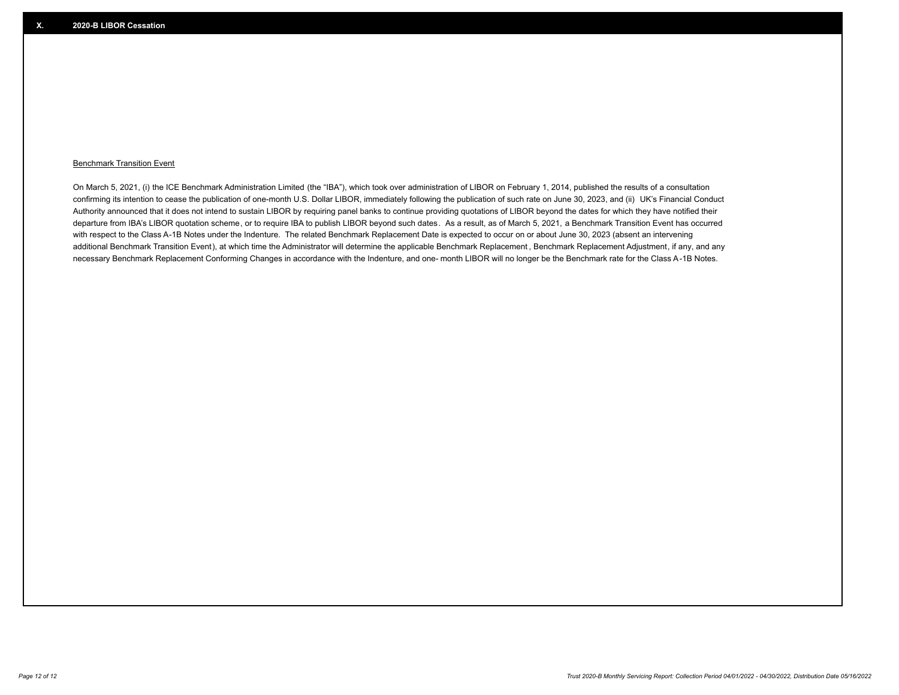## X. 2020-B LIBOR Cessation

Benchmark Transition Event

On March 5, 2021, (i) the ICE Benchmark Administration Limited (the "IBA"), which took over administration of LIBOR on February 1, 2014, published the results of a consultation confirming its intention to cease the publication of one-month U.S. Dollar LIBOR, immediately following the publication of such rate on June 30, 2023, and (ii) UK's Financial Conduct Authority announced that it does not intend to sustain LIBOR by requiring panel banks to continue providing quotations of LIBOR beyond the dates for which they have notified their departure from IBA's LIBOR quotation scheme, or to require IBA to publish LIBOR beyond such dates. As a result, as of March 5, 2021, a Benchmark Transition Event has occurred with respect to the Class A-1B Notes under the Indenture. The related Benchmark Replacement Date is expected to occur on or about June 30, 2023 (absent an intervening additional Benchmark Transition Event), at which time the Administrator will determine the applicable Benchmark Replacement, Benchmark Replacement Adjustment, if any, and any necessary Benchmark Replacement Conforming Changes in accordance with the Indenture, and one- month LIBOR will no longer be the Benchmark rate for the Class A-1B Notes.